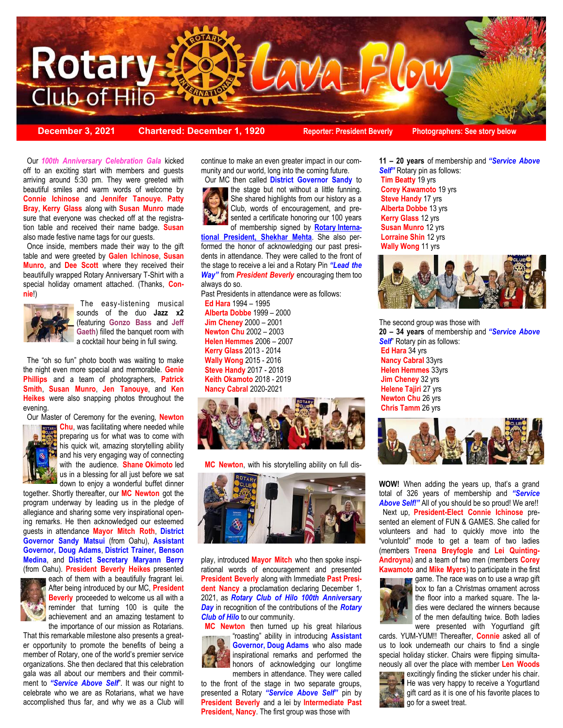# Rotary Club of Hilo Lava Flow

**December 3, 2021** | **Chartered: December 1, 1920** | **Reporter: President Beverly** | **Photographers: See story below**

Our ***100th Anniversary Celebration Gala*** kicked off to an exciting start with members and guests arriving around 5:30 pm. They were greeted with beautiful smiles and warm words of welcome by **Connie Ichinose** and **Jennifer Tanouye**. **Patty Bray**, **Kerry Glass** along with **Susan Munro** made sure that everyone was checked off at the registration table and received their name badge. **Susan** also made festive name tags for our guests.

Once inside, members made their way to the gift table and were greeted by **Galen Ichinose**, **Susan Munro**, and **Dee Scott** where they received their beautifully wrapped Rotary Anniversary T-Shirt with a special holiday ornament attached. (Thanks, **Connie**!)

The easy-listening musical sounds of the duo **Jazz x2** (featuring **Gonzo Bass** and **Jeff Gaeth**) filled the banquet room with a cocktail hour being in full swing.

The "oh so fun" photo booth was waiting to make the night even more special and memorable. **Genie Phillips** and a team of photographers, **Patrick Smith**, **Susan Munro**, **Jen Tanouye**, and **Ken Heikes** were also snapping photos throughout the evening.

Our Master of Ceremony for the evening, **Newton Chu**, was facilitating where needed while preparing us for what was to come with his quick wit, amazing storytelling ability and his very engaging way of connecting with the audience. **Shane Okimoto** led us in a blessing for all just before we sat down to enjoy a wonderful buffet dinner together. Shortly thereafter, our **MC Newton** got the program underway by leading us in the pledge of allegiance and sharing some very inspirational opening remarks. He then acknowledged our esteemed guests in attendance **Mayor Mitch Roth**, **District Governor Sandy Matsui** (from Oahu), **Assistant Governor, Doug Adams**, **District Trainer, Benson Medina**, and **District Secretary Maryann Berry** (from Oahu). **President Beverly Heikes** presented each of them with a beautifully fragrant lei. After being introduced by our MC, **President Beverly** proceeded to welcome us all with a reminder that turning 100 is quite the achievement and an amazing testament to the importance of our mission as Rotarians. That this remarkable milestone also presents a greater opportunity to promote the benefits of being a member of Rotary, one of the world's premier service organizations. She then declared that this celebration gala was all about our members and their commitment to ***"Service Above Self"***. It was our night to celebrate who we are as Rotarians, what we have accomplished thus far, and why we as a Club will continue to make an even greater impact in our community and our world, long into the coming future.

Our MC then called **District Governor Sandy** to the stage but not without a little funning. She shared highlights from our history as a Club, words of encouragement, and presented a certificate honoring our 100 years of membership signed by **Rotary International President, Shekhar Mehta**. She also performed the honor of acknowledging our past presidents in attendance. They were called to the front of the stage to receive a lei and a Rotary Pin ***"Lead the Way"*** from ***President Beverly*** encouraging them too always do so.

Past Presidents in attendance were as follows:

- **Ed Hara** 1994 – 1995
- **Alberta Dobbe** 1999 – 2000
- **Jim Cheney** 2000 – 2001
- **Newton Chu** 2002 – 2003
- **Helen Hemmes** 2006 – 2007
- **Kerry Glass** 2013 - 2014
- **Wally Wong** 2015 - 2016
- **Steve Handy** 2017 - 2018
- **Keith Okamoto** 2018 - 2019
- **Nancy Cabral** 2020-2021

**MC Newton**, with his storytelling ability on full display, introduced **Mayor Mitch** who then spoke inspirational words of encouragement and presented **President Beverly** along with Immediate **Past President Nancy** a proclamation declaring December 1, 2021, as ***Rotary Club of Hilo 100th Anniversary Day*** in recognition of the contributions of the ***Rotary Club of Hilo*** to our community.

**MC Newton** then turned up his great hilarious "roasting" ability in introducing **Assistant Governor, Doug Adams** who also made inspirational remarks and performed the honors of acknowledging our longtime members in attendance. They were called to the front of the stage in two separate groups, presented a Rotary ***"Service Above Self"*** pin by **President Beverly** and a lei by **Intermediate Past President, Nancy**. The first group was those with **11 – 20 years** of membership and ***"Service Above Self"*** Rotary pin as follows:

- **Tim Beatty** 19 yrs
- **Corey Kawamoto** 19 yrs
- **Steve Handy** 17 yrs
- **Alberta Dobbe** 13 yrs
- **Kerry Glass** 12 yrs
- **Susan Munro** 12 yrs
- **Lorraine Shin** 12 yrs
- **Wally Wong** 11 yrs

The second group was those with **20 – 34 years** of membership and ***"Service Above Self"*** Rotary pin as follows:

- **Ed Hara** 34 yrs
- **Nancy Cabral** 33yrs
- **Helen Hemmes** 33yrs
- **Jim Cheney** 32 yrs
- **Helene Tajiri** 27 yrs
- **Newton Chu** 26 yrs
- **Chris Tamm** 26 yrs

**WOW!** When adding the years up, that's a grand total of 326 years of membership and ***"Service Above Self!"*** All of you should be so proud! We are!!

Next up, **President-Elect Connie Ichinose** presented an element of FUN & GAMES. She called for volunteers and had to quickly move into the "voluntold" mode to get a team of two ladies (members **Treena Breyfogle** and **Lei Quinting-Androyna**) and a team of two men (members **Corey Kawamoto** and **Mike Myers**) to participate in the first game. The race was on to use a wrap gift box to fan a Christmas ornament across the floor into a marked square. The ladies were declared the winners because of the men defaulting twice. Both ladies were presented with Yogurtland gift cards. YUM-YUM!! Thereafter, **Connie** asked all of us to look underneath our chairs to find a single special holiday sticker. Chairs were flipping simultaneously all over the place with member **Len Woods** excitingly finding the sticker under his chair. He was very happy to receive a Yogurtland gift card as it is one of his favorite places to go for a sweet treat.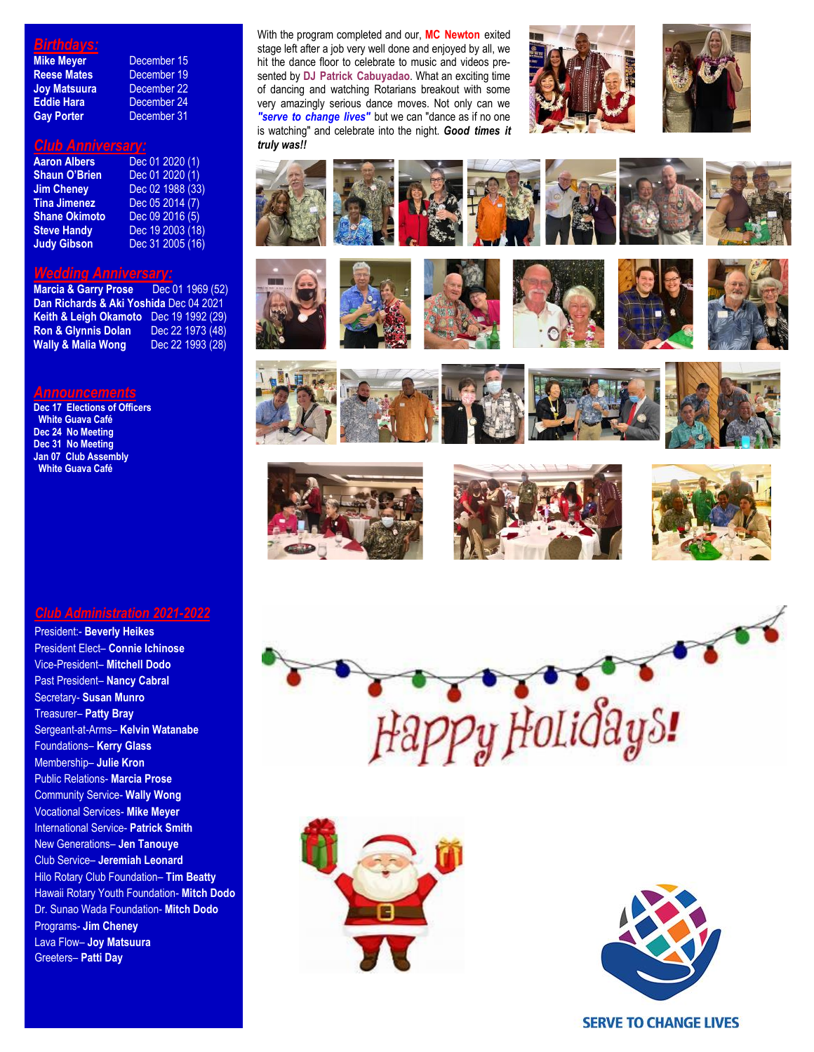## Birthdays:

| | |
|---|---|
| **Mike Meyer** | December 15 |
| **Reese Mates** | December 19 |
| **Joy Matsuura** | December 22 |
| **Eddie Hara** | December 24 |
| **Gay Porter** | December 31 |

## Club Anniversary:

| | |
|---|---|
| **Aaron Albers** | Dec 01 2020 (1) |
| **Shaun O'Brien** | Dec 01 2020 (1) |
| **Jim Cheney** | Dec 02 1988 (33) |
| **Tina Jimenez** | Dec 05 2014 (7) |
| **Shane Okimoto** | Dec 09 2016 (5) |
| **Steve Handy** | Dec 19 2003 (18) |
| **Judy Gibson** | Dec 31 2005 (16) |

## Wedding Anniversary:

| | |
|---|---|
| **Marcia & Garry Prose** | Dec 01 1969 (52) |
| **Dan Richards & Aki Yoshida** | Dec 04 2021 |
| **Keith & Leigh Okamoto** | Dec 19 1992 (29) |
| **Ron & Glynnis Dolan** | Dec 22 1973 (48) |
| **Wally & Malia Wong** | Dec 22 1993 (28) |

## Announcements

**Dec 17 Elections of Officers**
**White Guava Café**
**Dec 24 No Meeting**
**Dec 31 No Meeting**
**Jan 07 Club Assembly**
**White Guava Café**

## Club Administration 2021-2022

President:- **Beverly Heikes**
President Elect– **Connie Ichinose**
Vice-President– **Mitchell Dodo**
Past President– **Nancy Cabral**
Secretary- **Susan Munro**
Treasurer– **Patty Bray**
Sergeant-at-Arms– **Kelvin Watanabe**
Foundations– **Kerry Glass**
Membership– **Julie Kron**
Public Relations- **Marcia Prose**
Community Service- **Wally Wong**
Vocational Services- **Mike Meyer**
International Service- **Patrick Smith**
New Generations– **Jen Tanouye**
Club Service– **Jeremiah Leonard**
Hilo Rotary Club Foundation– **Tim Beatty**
Hawaii Rotary Youth Foundation- **Mitch Dodo**
Dr. Sunao Wada Foundation- **Mitch Dodo**
Programs- **Jim Cheney**
Lava Flow– **Joy Matsuura**
Greeters– **Patti Day**

With the program completed and our, **MC Newton** exited stage left after a job very well done and enjoyed by all, we hit the dance floor to celebrate to music and videos presented by **DJ Patrick Cabuyadao**. What an exciting time of dancing and watching Rotarians breakout with some very amazingly serious dance moves. Not only can we ***"serve to change lives"*** but we can "dance as if no one is watching" and celebrate into the night. ***Good times it truly was!!***

Happy Holidays!

SERVE TO CHANGE LIVES